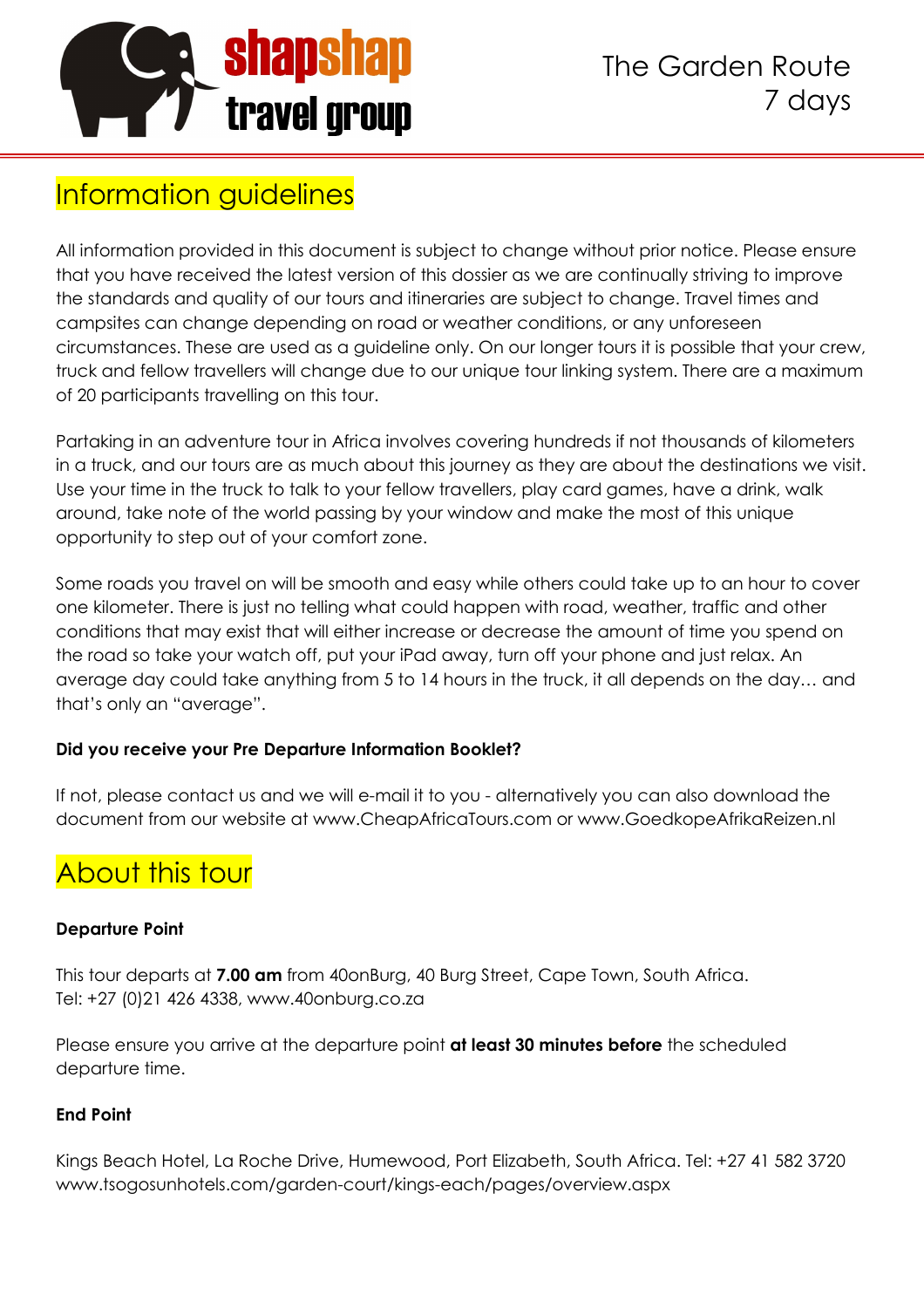shapshap travel group

The Garden Route
7 days

# Information guidelines

All information provided in this document is subject to change without prior notice. Please ensure that you have received the latest version of this dossier as we are continually striving to improve the standards and quality of our tours and itineraries are subject to change. Travel times and campsites can change depending on road or weather conditions, or any unforeseen circumstances. These are used as a guideline only. On our longer tours it is possible that your crew, truck and fellow travellers will change due to our unique tour linking system. There are a maximum of 20 participants travelling on this tour.

Partaking in an adventure tour in Africa involves covering hundreds if not thousands of kilometers in a truck, and our tours are as much about this journey as they are about the destinations we visit. Use your time in the truck to talk to your fellow travellers, play card games, have a drink, walk around, take note of the world passing by your window and make the most of this unique opportunity to step out of your comfort zone.

Some roads you travel on will be smooth and easy while others could take up to an hour to cover one kilometer. There is just no telling what could happen with road, weather, traffic and other conditions that may exist that will either increase or decrease the amount of time you spend on the road so take your watch off, put your iPad away, turn off your phone and just relax. An average day could take anything from 5 to 14 hours in the truck, it all depends on the day… and that's only an "average".

**Did you receive your Pre Departure Information Booklet?**

If not, please contact us and we will e-mail it to you - alternatively you can also download the document from our website at www.CheapAfricaTours.com or www.GoedkopeAfrikaReizen.nl

# About this tour

**Departure Point**

This tour departs at **7.00 am** from 40onBurg, 40 Burg Street, Cape Town, South Africa.
Tel: +27 (0)21 426 4338, www.40onburg.co.za

Please ensure you arrive at the departure point **at least 30 minutes before** the scheduled departure time.

**End Point**

Kings Beach Hotel, La Roche Drive, Humewood, Port Elizabeth, South Africa. Tel: +27 41 582 3720
www.tsogosunhotels.com/garden-court/kings-each/pages/overview.aspx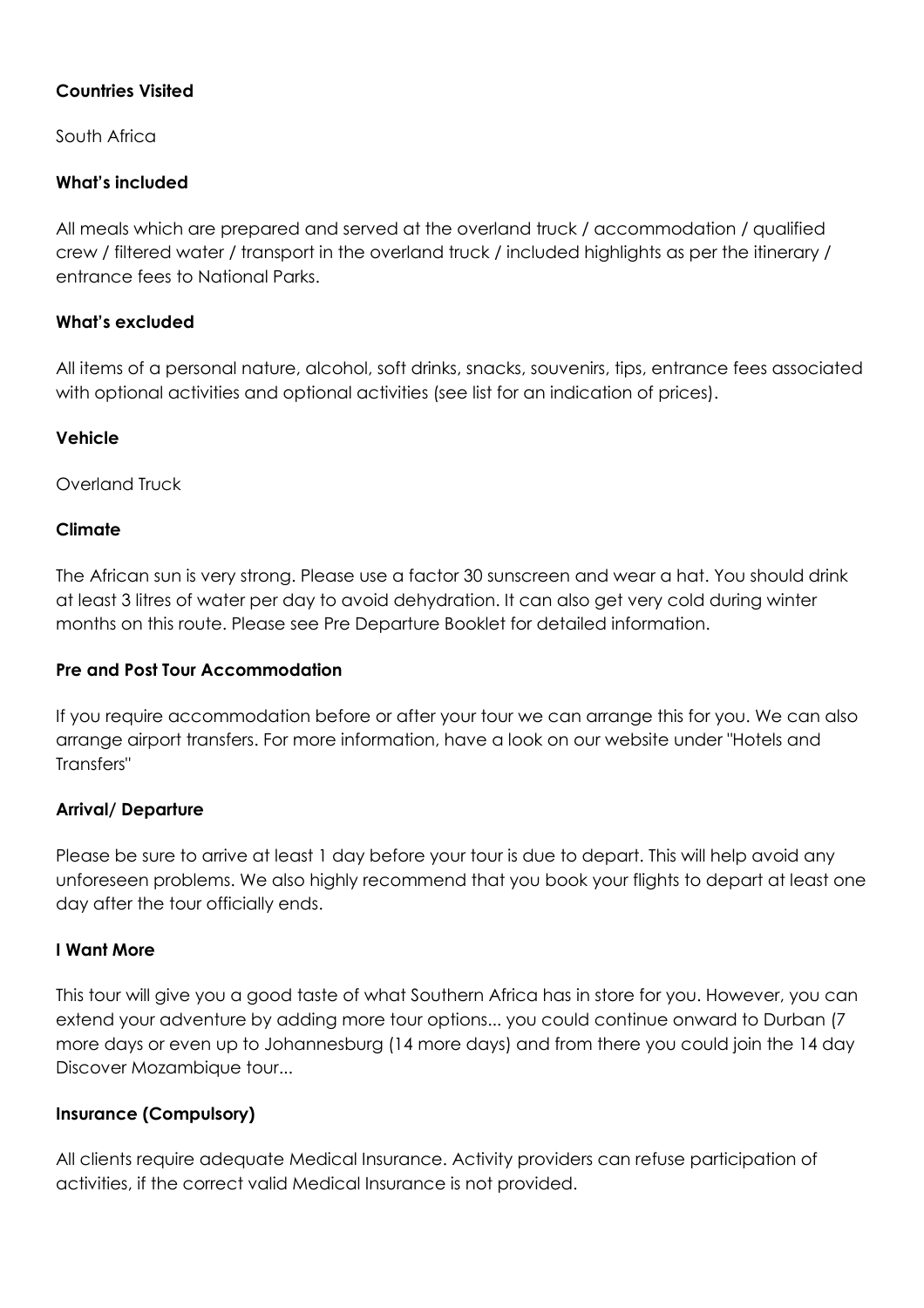**Countries Visited**

South Africa

**What's included**

All meals which are prepared and served at the overland truck / accommodation / qualified crew / filtered water / transport in the overland truck / included highlights as per the itinerary / entrance fees to National Parks.

**What's excluded**

All items of a personal nature, alcohol, soft drinks, snacks, souvenirs, tips, entrance fees associated with optional activities and optional activities (see list for an indication of prices).

**Vehicle**

Overland Truck

**Climate**

The African sun is very strong. Please use a factor 30 sunscreen and wear a hat. You should drink at least 3 litres of water per day to avoid dehydration. It can also get very cold during winter months on this route. Please see Pre Departure Booklet for detailed information.

**Pre and Post Tour Accommodation**

If you require accommodation before or after your tour we can arrange this for you. We can also arrange airport transfers. For more information, have a look on our website under "Hotels and Transfers"

**Arrival/ Departure**

Please be sure to arrive at least 1 day before your tour is due to depart. This will help avoid any unforeseen problems. We also highly recommend that you book your flights to depart at least one day after the tour officially ends.

**I Want More**

This tour will give you a good taste of what Southern Africa has in store for you. However, you can extend your adventure by adding more tour options... you could continue onward to Durban (7 more days or even up to Johannesburg (14 more days) and from there you could join the 14 day Discover Mozambique tour...

**Insurance (Compulsory)**

All clients require adequate Medical Insurance. Activity providers can refuse participation of activities, if the correct valid Medical Insurance is not provided.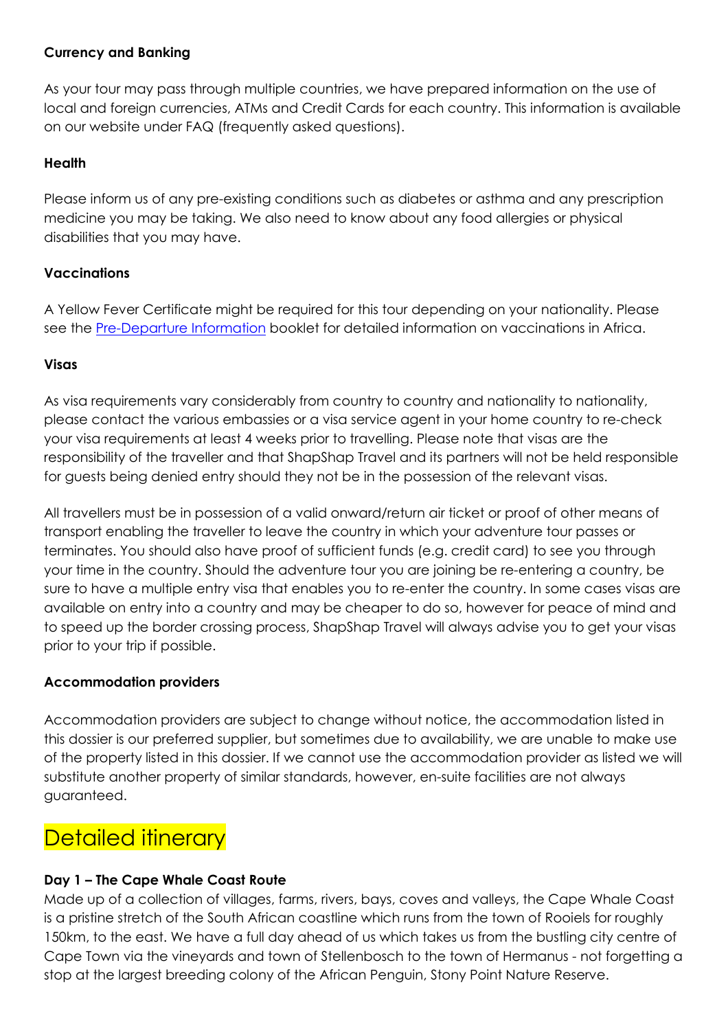### Currency and Banking

As your tour may pass through multiple countries, we have prepared information on the use of local and foreign currencies, ATMs and Credit Cards for each country. This information is available on our website under FAQ (frequently asked questions).

### Health

Please inform us of any pre-existing conditions such as diabetes or asthma and any prescription medicine you may be taking. We also need to know about any food allergies or physical disabilities that you may have.

### Vaccinations

A Yellow Fever Certificate might be required for this tour depending on your nationality. Please see the Pre-Departure Information booklet for detailed information on vaccinations in Africa.

### Visas

As visa requirements vary considerably from country to country and nationality to nationality, please contact the various embassies or a visa service agent in your home country to re-check your visa requirements at least 4 weeks prior to travelling. Please note that visas are the responsibility of the traveller and that ShapShap Travel and its partners will not be held responsible for guests being denied entry should they not be in the possession of the relevant visas.

All travellers must be in possession of a valid onward/return air ticket or proof of other means of transport enabling the traveller to leave the country in which your adventure tour passes or terminates. You should also have proof of sufficient funds (e.g. credit card) to see you through your time in the country. Should the adventure tour you are joining be re-entering a country, be sure to have a multiple entry visa that enables you to re-enter the country. In some cases visas are available on entry into a country and may be cheaper to do so, however for peace of mind and to speed up the border crossing process, ShapShap Travel will always advise you to get your visas prior to your trip if possible.

### Accommodation providers

Accommodation providers are subject to change without notice, the accommodation listed in this dossier is our preferred supplier, but sometimes due to availability, we are unable to make use of the property listed in this dossier. If we cannot use the accommodation provider as listed we will substitute another property of similar standards, however, en-suite facilities are not always guaranteed.

## Detailed itinerary

### Day 1 – The Cape Whale Coast Route

Made up of a collection of villages, farms, rivers, bays, coves and valleys, the Cape Whale Coast is a pristine stretch of the South African coastline which runs from the town of Rooiels for roughly 150km, to the east. We have a full day ahead of us which takes us from the bustling city centre of Cape Town via the vineyards and town of Stellenbosch to the town of Hermanus - not forgetting a stop at the largest breeding colony of the African Penguin, Stony Point Nature Reserve.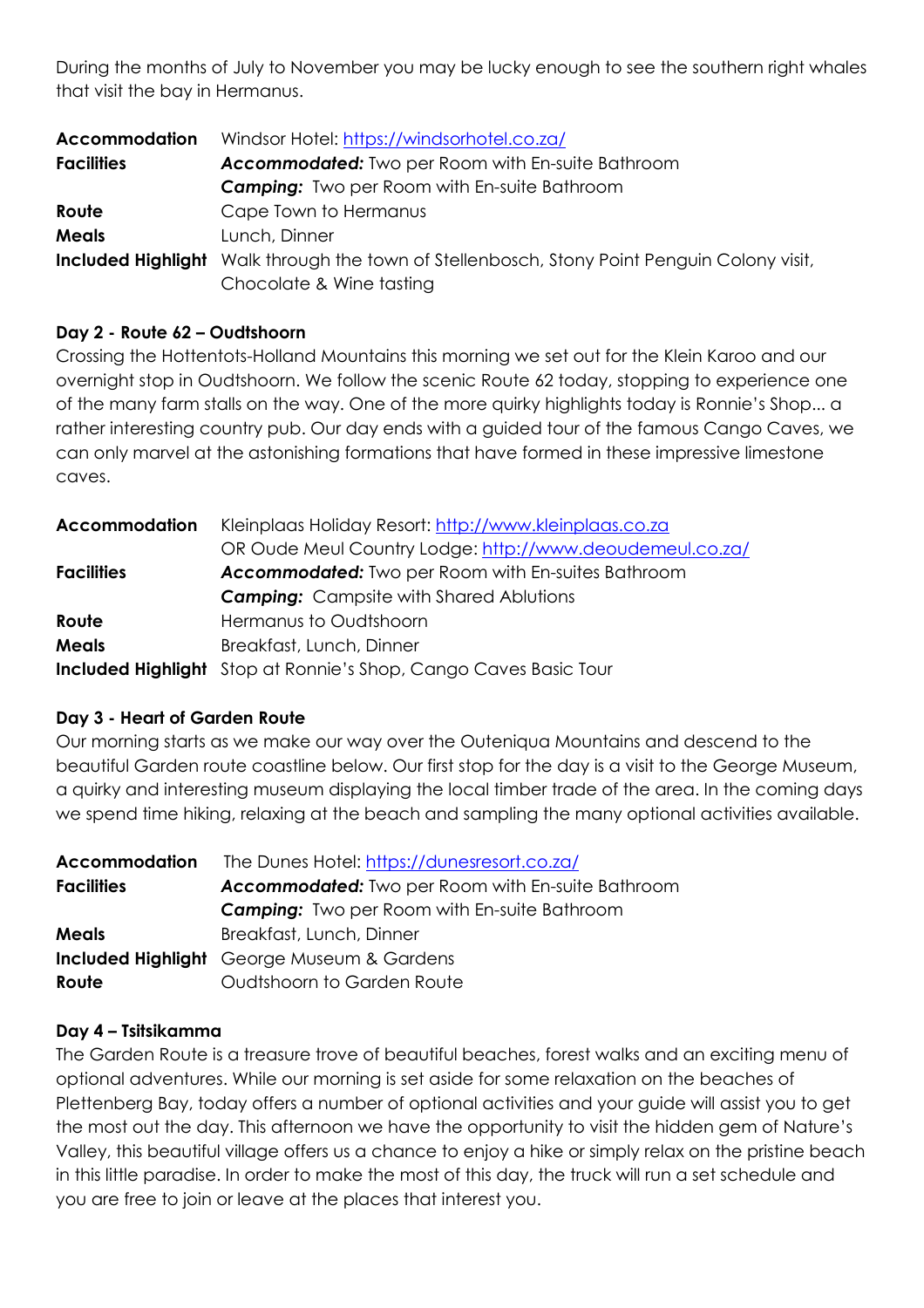During the months of July to November you may be lucky enough to see the southern right whales that visit the bay in Hermanus.

| | |
|---|---|
| **Accommodation** | Windsor Hotel: https://windsorhotel.co.za/ |
| **Facilities** | ***Accommodated:*** Two per Room with En-suite Bathroom |
| | ***Camping:*** Two per Room with En-suite Bathroom |
| **Route** | Cape Town to Hermanus |
| **Meals** | Lunch, Dinner |
| **Included Highlight** | Walk through the town of Stellenbosch, Stony Point Penguin Colony visit, Chocolate & Wine tasting |

**Day 2 - Route 62 – Oudtshoorn**

Crossing the Hottentots-Holland Mountains this morning we set out for the Klein Karoo and our overnight stop in Oudtshoorn. We follow the scenic Route 62 today, stopping to experience one of the many farm stalls on the way. One of the more quirky highlights today is Ronnie's Shop... a rather interesting country pub. Our day ends with a guided tour of the famous Cango Caves, we can only marvel at the astonishing formations that have formed in these impressive limestone caves.

| | |
|---|---|
| **Accommodation** | Kleinplaas Holiday Resort: http://www.kleinplaas.co.za |
| | OR Oude Meul Country Lodge: http://www.deoudemeul.co.za/ |
| **Facilities** | ***Accommodated:*** Two per Room with En-suites Bathroom |
| | ***Camping:*** Campsite with Shared Ablutions |
| **Route** | Hermanus to Oudtshoorn |
| **Meals** | Breakfast, Lunch, Dinner |
| **Included Highlight** | Stop at Ronnie's Shop, Cango Caves Basic Tour |

**Day 3 - Heart of Garden Route**

Our morning starts as we make our way over the Outeniqua Mountains and descend to the beautiful Garden route coastline below. Our first stop for the day is a visit to the George Museum, a quirky and interesting museum displaying the local timber trade of the area. In the coming days we spend time hiking, relaxing at the beach and sampling the many optional activities available.

| | |
|---|---|
| **Accommodation** | The Dunes Hotel: https://dunesresort.co.za/ |
| **Facilities** | ***Accommodated:*** Two per Room with En-suite Bathroom |
| | ***Camping:*** Two per Room with En-suite Bathroom |
| **Meals** | Breakfast, Lunch, Dinner |
| **Included Highlight** | George Museum & Gardens |
| **Route** | Oudtshoorn to Garden Route |

**Day 4 – Tsitsikamma**

The Garden Route is a treasure trove of beautiful beaches, forest walks and an exciting menu of optional adventures. While our morning is set aside for some relaxation on the beaches of Plettenberg Bay, today offers a number of optional activities and your guide will assist you to get the most out the day. This afternoon we have the opportunity to visit the hidden gem of Nature's Valley, this beautiful village offers us a chance to enjoy a hike or simply relax on the pristine beach in this little paradise. In order to make the most of this day, the truck will run a set schedule and you are free to join or leave at the places that interest you.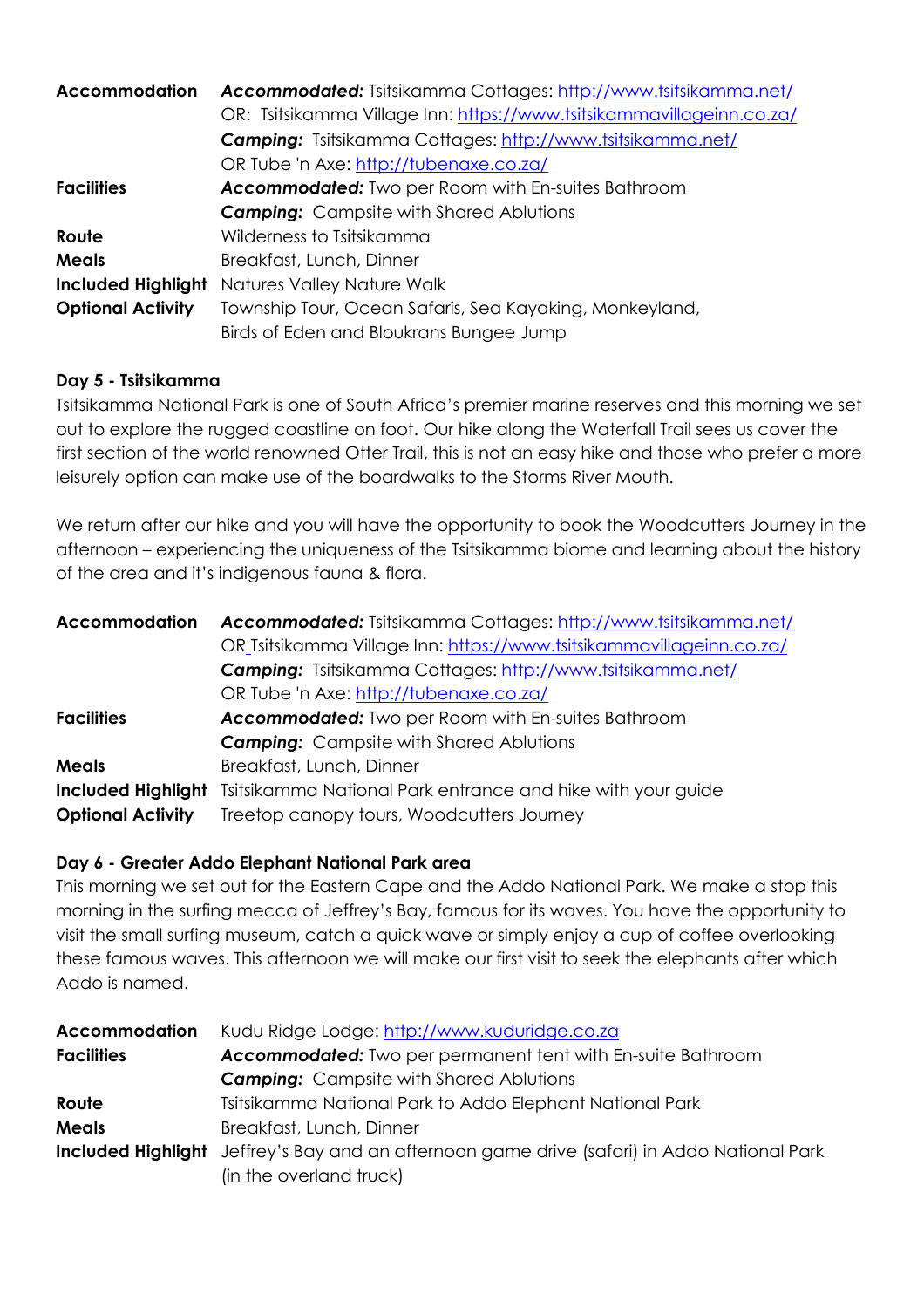| | |
|---|---|
| **Accommodation** | ***Accommodated:*** Tsitsikamma Cottages: http://www.tsitsikamma.net/ |
| | OR: Tsitsikamma Village Inn: https://www.tsitsikammavillageinn.co.za/ |
| | ***Camping:*** Tsitsikamma Cottages: http://www.tsitsikamma.net/ |
| | OR Tube 'n Axe: http://tubenaxe.co.za/ |
| **Facilities** | ***Accommodated:*** Two per Room with En-suites Bathroom |
| | ***Camping:*** Campsite with Shared Ablutions |
| **Route** | Wilderness to Tsitsikamma |
| **Meals** | Breakfast, Lunch, Dinner |
| **Included Highlight** | Natures Valley Nature Walk |
| **Optional Activity** | Township Tour, Ocean Safaris, Sea Kayaking, Monkeyland, Birds of Eden and Bloukrans Bungee Jump |

### Day 5 - Tsitsikamma

Tsitsikamma National Park is one of South Africa's premier marine reserves and this morning we set out to explore the rugged coastline on foot. Our hike along the Waterfall Trail sees us cover the first section of the world renowned Otter Trail, this is not an easy hike and those who prefer a more leisurely option can make use of the boardwalks to the Storms River Mouth.

We return after our hike and you will have the opportunity to book the Woodcutters Journey in the afternoon – experiencing the uniqueness of the Tsitsikamma biome and learning about the history of the area and it's indigenous fauna & flora.

| | |
|---|---|
| **Accommodation** | ***Accommodated:*** Tsitsikamma Cottages: http://www.tsitsikamma.net/ |
| | OR Tsitsikamma Village Inn: https://www.tsitsikammavillageinn.co.za/ |
| | ***Camping:*** Tsitsikamma Cottages: http://www.tsitsikamma.net/ |
| | OR Tube 'n Axe: http://tubenaxe.co.za/ |
| **Facilities** | ***Accommodated:*** Two per Room with En-suites Bathroom |
| | ***Camping:*** Campsite with Shared Ablutions |
| **Meals** | Breakfast, Lunch, Dinner |
| **Included Highlight** | Tsitsikamma National Park entrance and hike with your guide |
| **Optional Activity** | Treetop canopy tours, Woodcutters Journey |

### Day 6 - Greater Addo Elephant National Park area

This morning we set out for the Eastern Cape and the Addo National Park. We make a stop this morning in the surfing mecca of Jeffrey's Bay, famous for its waves. You have the opportunity to visit the small surfing museum, catch a quick wave or simply enjoy a cup of coffee overlooking these famous waves. This afternoon we will make our first visit to seek the elephants after which Addo is named.

| | |
|---|---|
| **Accommodation** | Kudu Ridge Lodge: http://www.kuduridge.co.za |
| **Facilities** | ***Accommodated:*** Two per permanent tent with En-suite Bathroom |
| | ***Camping:*** Campsite with Shared Ablutions |
| **Route** | Tsitsikamma National Park to Addo Elephant National Park |
| **Meals** | Breakfast, Lunch, Dinner |
| **Included Highlight** | Jeffrey's Bay and an afternoon game drive (safari) in Addo National Park (in the overland truck) |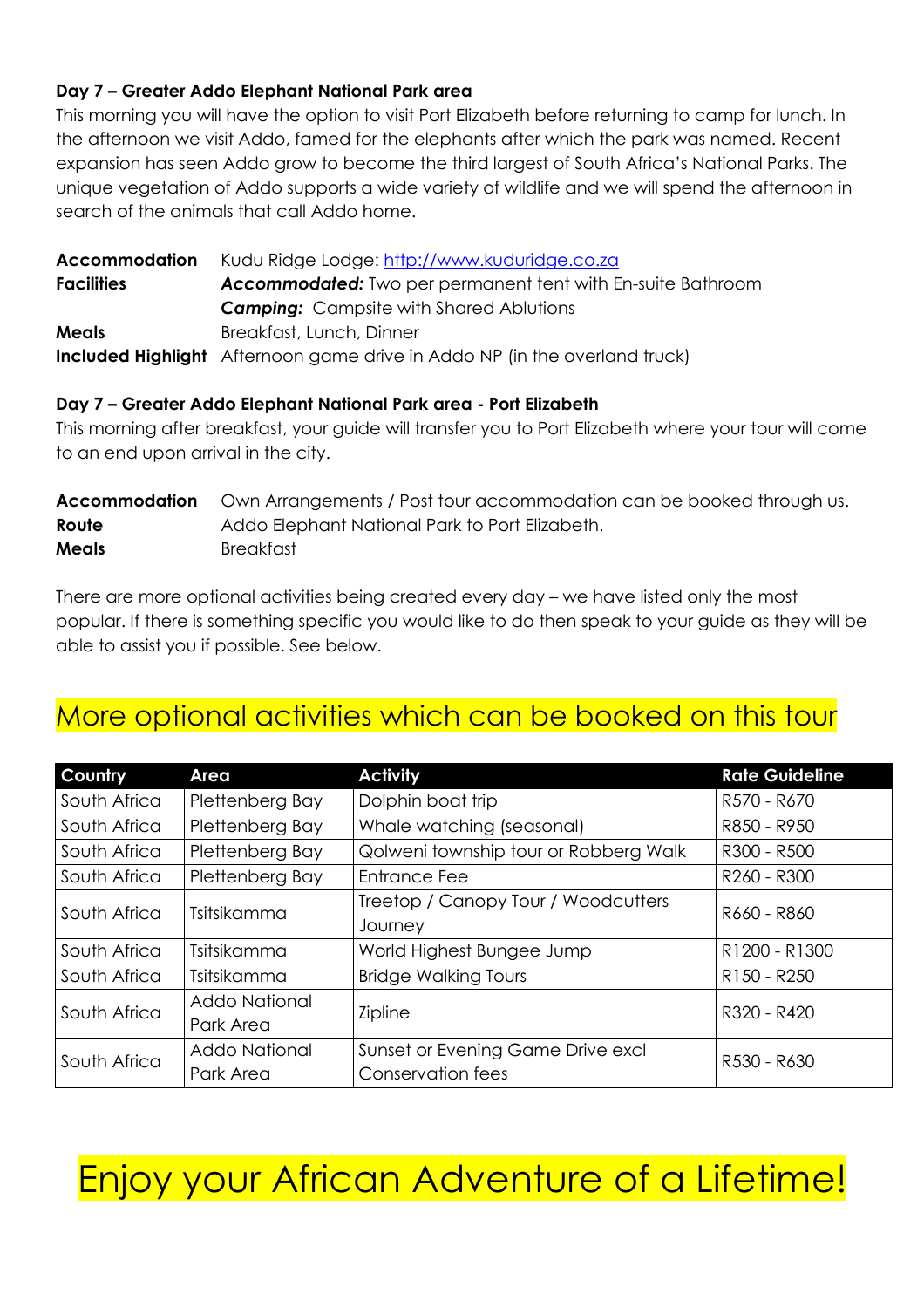### Day 7 – Greater Addo Elephant National Park area

This morning you will have the option to visit Port Elizabeth before returning to camp for lunch. In the afternoon we visit Addo, famed for the elephants after which the park was named. Recent expansion has seen Addo grow to become the third largest of South Africa's National Parks. The unique vegetation of Addo supports a wide variety of wildlife and we will spend the afternoon in search of the animals that call Addo home.

**Accommodation** Kudu Ridge Lodge: [http://www.kuduridge.co.za](http://www.kuduridge.co.za)
**Facilities** ***Accommodated:*** Two per permanent tent with En-suite Bathroom
***Camping:*** Campsite with Shared Ablutions
**Meals** Breakfast, Lunch, Dinner
**Included Highlight** Afternoon game drive in Addo NP (in the overland truck)

### Day 7 – Greater Addo Elephant National Park area - Port Elizabeth

This morning after breakfast, your guide will transfer you to Port Elizabeth where your tour will come to an end upon arrival in the city.

**Accommodation** Own Arrangements / Post tour accommodation can be booked through us.
**Route** Addo Elephant National Park to Port Elizabeth.
**Meals** Breakfast

There are more optional activities being created every day – we have listed only the most popular. If there is something specific you would like to do then speak to your guide as they will be able to assist you if possible. See below.

## More optional activities which can be booked on this tour

| Country | Area | Activity | Rate Guideline |
|---|---|---|---|
| South Africa | Plettenberg Bay | Dolphin boat trip | R570 - R670 |
| South Africa | Plettenberg Bay | Whale watching (seasonal) | R850 - R950 |
| South Africa | Plettenberg Bay | Qolweni township tour or Robberg Walk | R300 - R500 |
| South Africa | Plettenberg Bay | Entrance Fee | R260 - R300 |
| South Africa | Tsitsikamma | Treetop / Canopy Tour / Woodcutters Journey | R660 - R860 |
| South Africa | Tsitsikamma | World Highest Bungee Jump | R1200 - R1300 |
| South Africa | Tsitsikamma | Bridge Walking Tours | R150 - R250 |
| South Africa | Addo National Park Area | Zipline | R320 - R420 |
| South Africa | Addo National Park Area | Sunset or Evening Game Drive excl Conservation fees | R530 - R630 |

# Enjoy your African Adventure of a Lifetime!